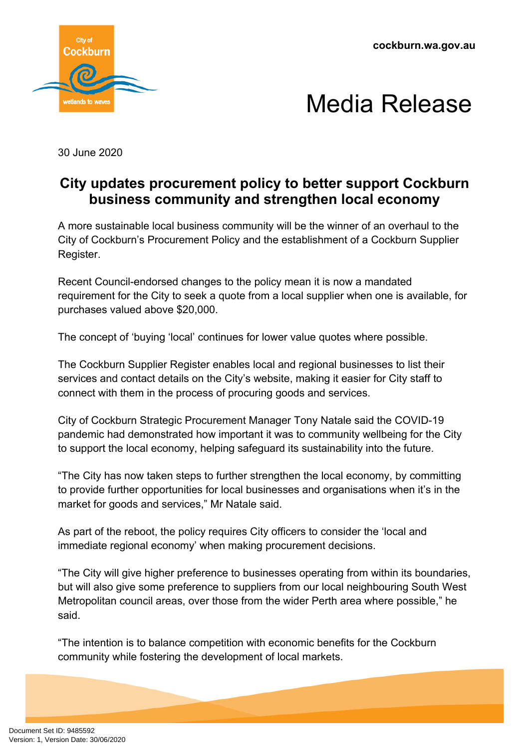cockburn.wa.gov.au

# Media Release

30 June 2020

## City updates procurement policy to better support Cockburn business community and strengthen local economy

A more sustainable local business community will be the winner of an overhaul to the City of Cockburn's Procurement Policy and the establishment of a Cockburn Supplier Register.

Recent Council-endorsed changes to the policy mean it is now a mandated requirement for the City to seek a quote from a local supplier when one is available, for purchases valued above $20,000.

The concept of 'buying 'local' continues for lower value quotes where possible.

The Cockburn Supplier Register enables local and regional businesses to list their services and contact details on the City's website, making it easier for City staff to connect with them in the process of procuring goods and services.

City of Cockburn Strategic Procurement Manager Tony Natale said the COVID-19 pandemic had demonstrated how important it was to community wellbeing for the City to support the local economy, helping safeguard its sustainability into the future.

"The City has now taken steps to further strengthen the local economy, by committing to provide further opportunities for local businesses and organisations when it's in the market for goods and services," Mr Natale said.

As part of the reboot, the policy requires City officers to consider the 'local and immediate regional economy' when making procurement decisions.

"The City will give higher preference to businesses operating from within its boundaries, but will also give some preference to suppliers from our local neighbouring South West Metropolitan council areas, over those from the wider Perth area where possible," he said.

"The intention is to balance competition with economic benefits for the Cockburn community while fostering the development of local markets.

Document Set ID: 9485592
Version: 1, Version Date: 30/06/2020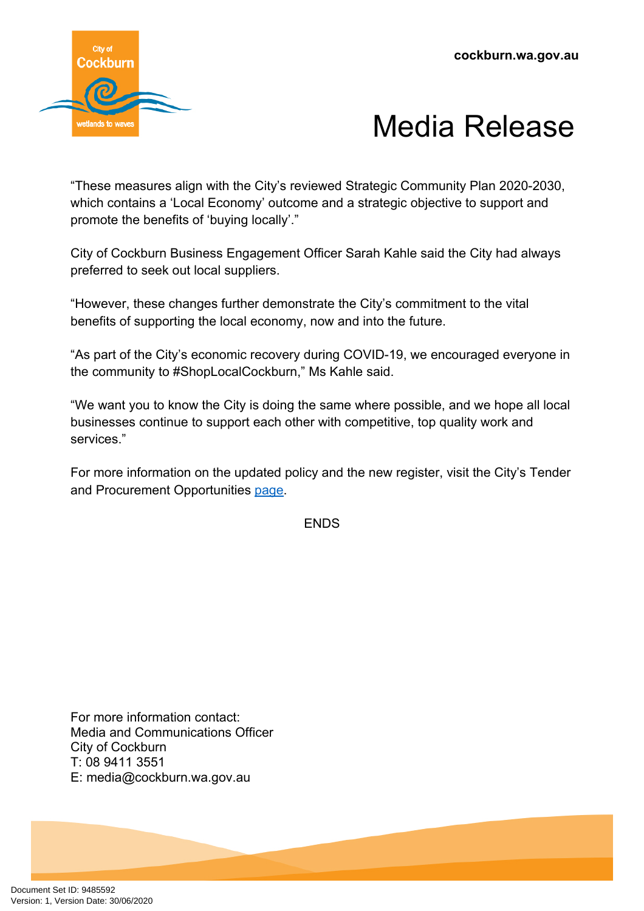# Media Release

"These measures align with the City's reviewed Strategic Community Plan 2020-2030, which contains a 'Local Economy' outcome and a strategic objective to support and promote the benefits of 'buying locally'."

City of Cockburn Business Engagement Officer Sarah Kahle said the City had always preferred to seek out local suppliers.

"However, these changes further demonstrate the City's commitment to the vital benefits of supporting the local economy, now and into the future.

"As part of the City's economic recovery during COVID-19, we encouraged everyone in the community to #ShopLocalCockburn," Ms Kahle said.

"We want you to know the City is doing the same where possible, and we hope all local businesses continue to support each other with competitive, top quality work and services."

For more information on the updated policy and the new register, visit the City's Tender and Procurement Opportunities page.

ENDS

For more information contact:
Media and Communications Officer
City of Cockburn
T: 08 9411 3551
E: media@cockburn.wa.gov.au